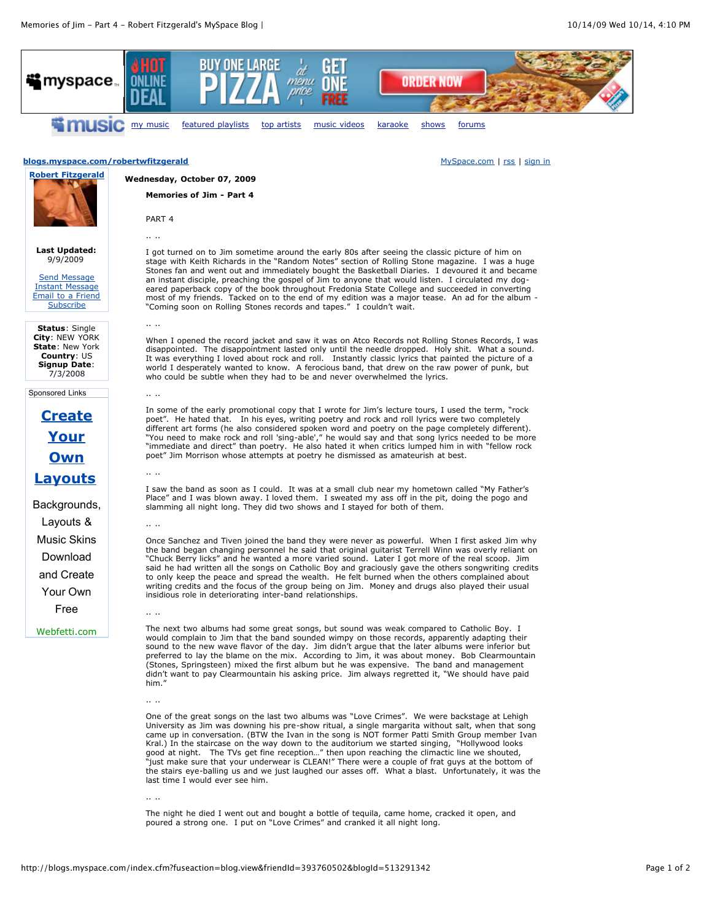**Wednesday, October 07, 2009**

## Memories of Jim - Part 4

PART 4

.. ..

I got turned on to Jim sometime around the early 80s after seeing the classic picture of him on stage with Keith Richards in the "Random Notes" section of Rolling Stone magazine. I was a huge Stones fan and went out and immediately bought the Basketball Diaries. I devoured it and became an instant disciple, preaching the gospel of Jim to anyone that would listen. I circulated my dog-eared paperback copy of the book throughout Fredonia State College and succeeded in converting most of my friends. Tacked on to the end of my edition was a major tease. An ad for the album - "Coming soon on Rolling Stones records and tapes." I couldn't wait.

.. ..

When I opened the record jacket and saw it was on Atco Records not Rolling Stones Records, I was disappointed. The disappointment lasted only until the needle dropped. Holy shit. What a sound. It was everything I loved about rock and roll. Instantly classic lyrics that painted the picture of a world I desperately wanted to know. A ferocious band, that drew on the raw power of punk, but who could be subtle when they had to be and never overwhelmed the lyrics.

.. ..

In some of the early promotional copy that I wrote for Jim's lecture tours, I used the term, "rock poet". He hated that. In his eyes, writing poetry and rock and roll lyrics were two completely different art forms (he also considered spoken word and poetry on the page completely different). "You need to make rock and roll 'sing-able'," he would say and that song lyrics needed to be more "immediate and direct" than poetry. He also hated it when critics lumped him in with "fellow rock poet" Jim Morrison whose attempts at poetry he dismissed as amateurish at best.

.. ..

I saw the band as soon as I could. It was at a small club near my hometown called "My Father's Place" and I was blown away. I loved them. I sweated my ass off in the pit, doing the pogo and slamming all night long. They did two shows and I stayed for both of them.

.. ..

Once Sanchez and Tiven joined the band they were never as powerful. When I first asked Jim why the band began changing personnel he said that original guitarist Terrell Winn was overly reliant on "Chuck Berry licks" and he wanted a more varied sound. Later I got more of the real scoop. Jim said he had written all the songs on Catholic Boy and graciously gave the others songwriting credits to only keep the peace and spread the wealth. He felt burned when the others complained about writing credits and the focus of the group being on Jim. Money and drugs also played their usual insidious role in deteriorating inter-band relationships.

.. ..

The next two albums had some great songs, but sound was weak compared to Catholic Boy. I would complain to Jim that the band sounded wimpy on those records, apparently adapting their sound to the new wave flavor of the day. Jim didn't argue that the later albums were inferior but preferred to lay the blame on the mix. According to Jim, it was about money. Bob Clearmountain (Stones, Springsteen) mixed the first album but he was expensive. The band and management didn't want to pay Clearmountain his asking price. Jim always regretted it, "We should have paid him."

.. ..

One of the great songs on the last two albums was "Love Crimes". We were backstage at Lehigh University as Jim was downing his pre-show ritual, a single margarita without salt, when that song came up in conversation. (BTW the Ivan in the song is NOT former Patti Smith Group member Ivan Kral.) In the staircase on the way down to the auditorium we started singing, "Hollywood looks good at night. The TVs get fine reception…" then upon reaching the climactic line we shouted, "just make sure that your underwear is CLEAN!" There were a couple of frat guys at the bottom of the stairs eye-balling us and we just laughed our asses off. What a blast. Unfortunately, it was the last time I would ever see him.

.. ..

The night he died I went out and bought a bottle of tequila, came home, cracked it open, and poured a strong one. I put on "Love Crimes" and cranked it all night long.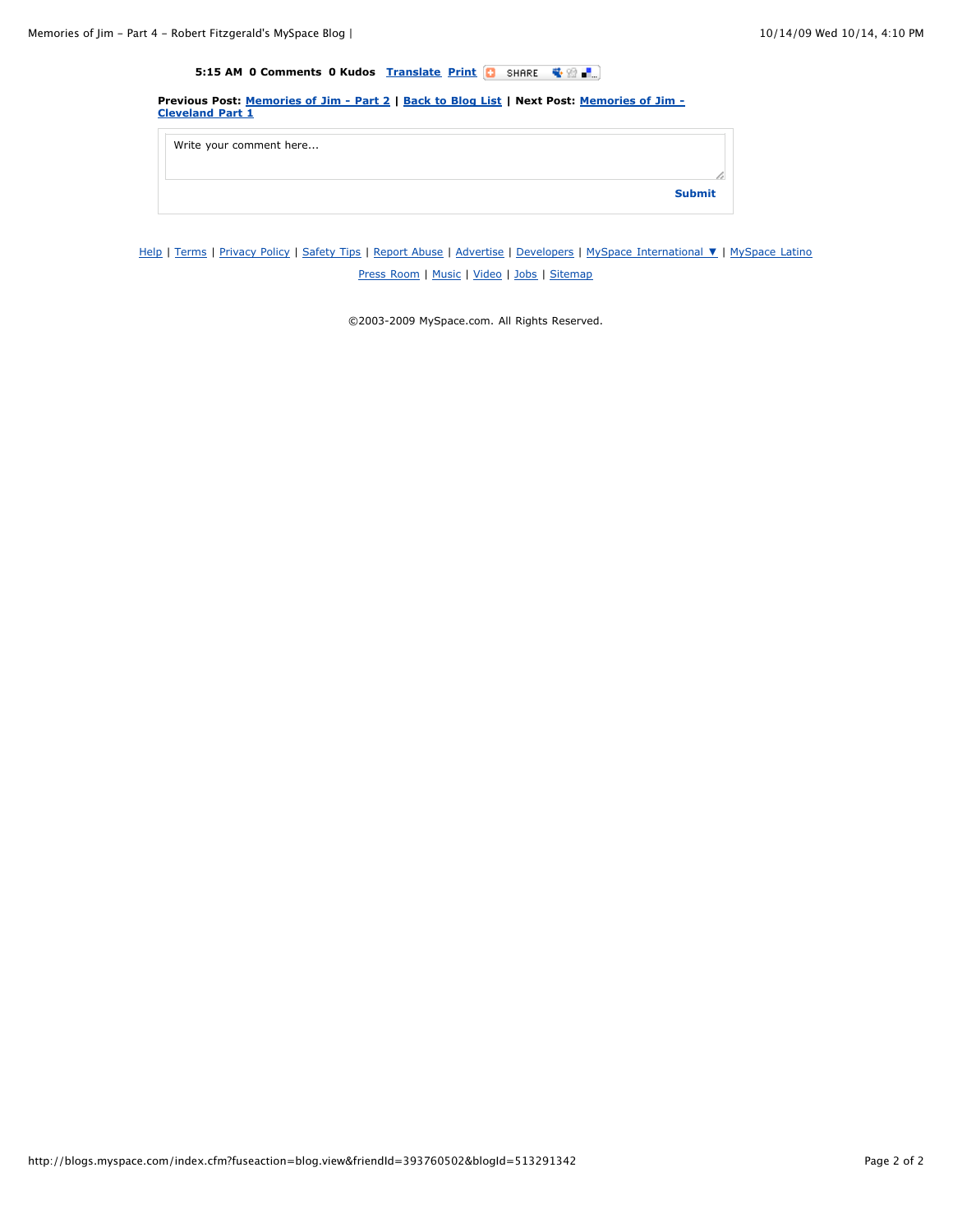**5:15 AM 0 Comments 0 Kudos** Translate Print SHARE

**Previous Post:** Memories of Jim - Part 2 | Back to Blog List | **Next Post:** Memories of Jim - Cleveland Part 1

Write your comment here...

**Submit**

Help | Terms | Privacy Policy | Safety Tips | Report Abuse | Advertise | Developers | MySpace International ▼ | MySpace Latino

Press Room | Music | Video | Jobs | Sitemap

©2003-2009 MySpace.com. All Rights Reserved.